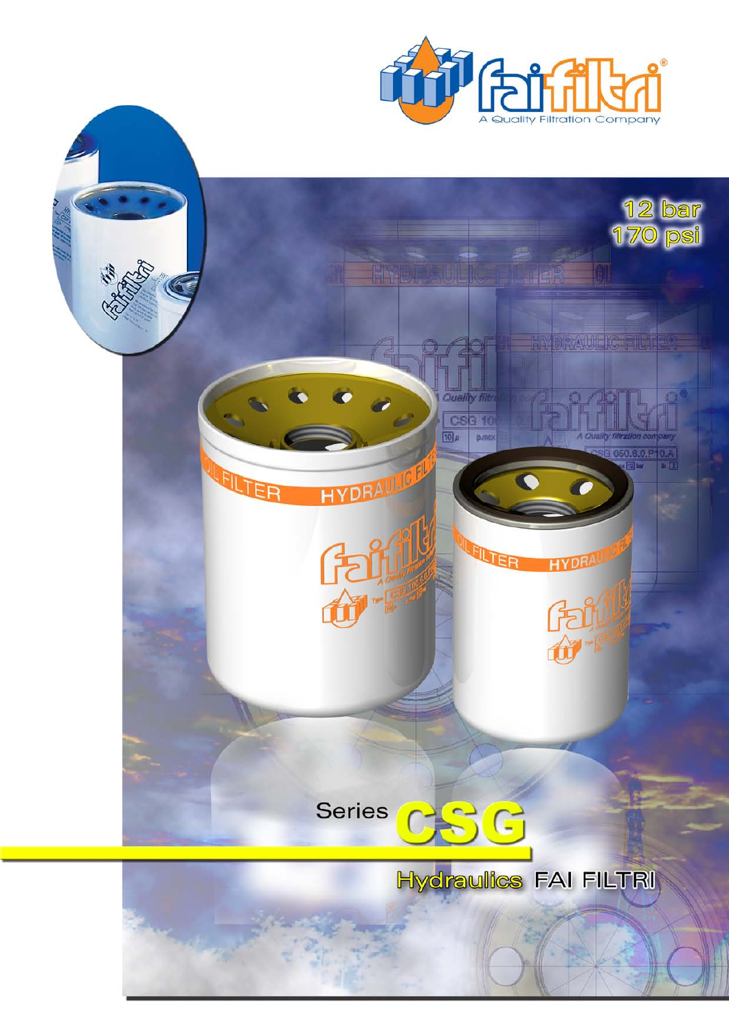faifiltri®
A Quality Filtration Company

12 bar
170 psi

Series **CSG**

Hydraulics FAI FILTRI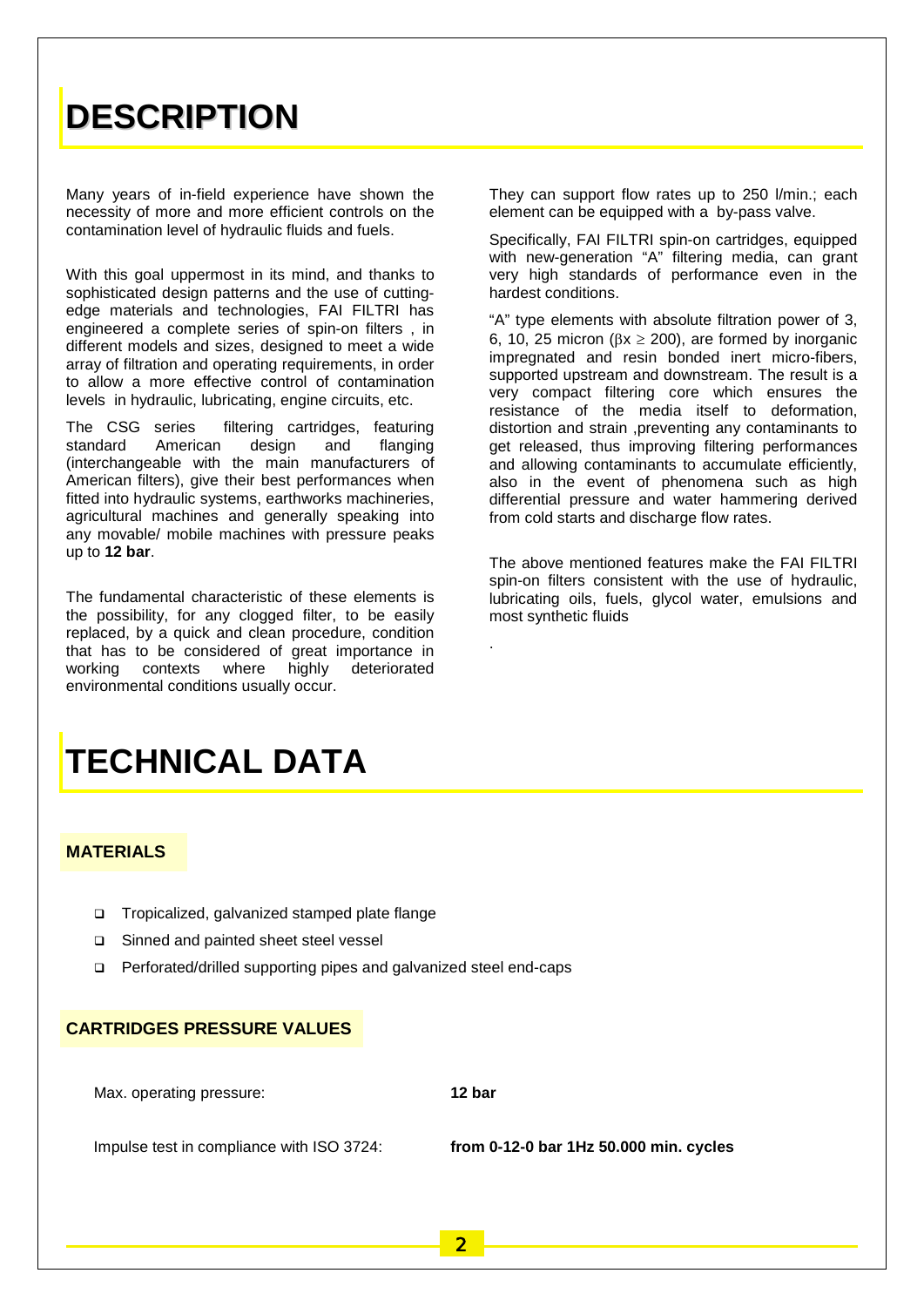# DESCRIPTION

Many years of in-field experience have shown the necessity of more and more efficient controls on the contamination level of hydraulic fluids and fuels.

With this goal uppermost in its mind, and thanks to sophisticated design patterns and the use of cutting-edge materials and technologies, FAI FILTRI has engineered a complete series of spin-on filters , in different models and sizes, designed to meet a wide array of filtration and operating requirements, in order to allow a more effective control of contamination levels in hydraulic, lubricating, engine circuits, etc.

The CSG series filtering cartridges, featuring standard American design and flanging (interchangeable with the main manufacturers of American filters), give their best performances when fitted into hydraulic systems, earthworks machineries, agricultural machines and generally speaking into any movable/ mobile machines with pressure peaks up to **12 bar**.

The fundamental characteristic of these elements is the possibility, for any clogged filter, to be easily replaced, by a quick and clean procedure, condition that has to be considered of great importance in working contexts where highly deteriorated environmental conditions usually occur.

They can support flow rates up to 250 l/min.; each element can be equipped with a by-pass valve.

Specifically, FAI FILTRI spin-on cartridges, equipped with new-generation "A" filtering media, can grant very high standards of performance even in the hardest conditions.

"A" type elements with absolute filtration power of 3, 6, 10, 25 micron ($\beta x \geq 200$), are formed by inorganic impregnated and resin bonded inert micro-fibers, supported upstream and downstream. The result is a very compact filtering core which ensures the resistance of the media itself to deformation, distortion and strain ,preventing any contaminants to get released, thus improving filtering performances and allowing contaminants to accumulate efficiently, also in the event of phenomena such as high differential pressure and water hammering derived from cold starts and discharge flow rates.

The above mentioned features make the FAI FILTRI spin-on filters consistent with the use of hydraulic, lubricating oils, fuels, glycol water, emulsions and most synthetic fluids

.

# TECHNICAL DATA

## MATERIALS

- Tropicalized, galvanized stamped plate flange
- Sinned and painted sheet steel vessel
- Perforated/drilled supporting pipes and galvanized steel end-caps

## CARTRIDGES PRESSURE VALUES

Max. operating pressure: **12 bar**

Impulse test in compliance with ISO 3724: **from 0-12-0 bar 1Hz 50.000 min. cycles**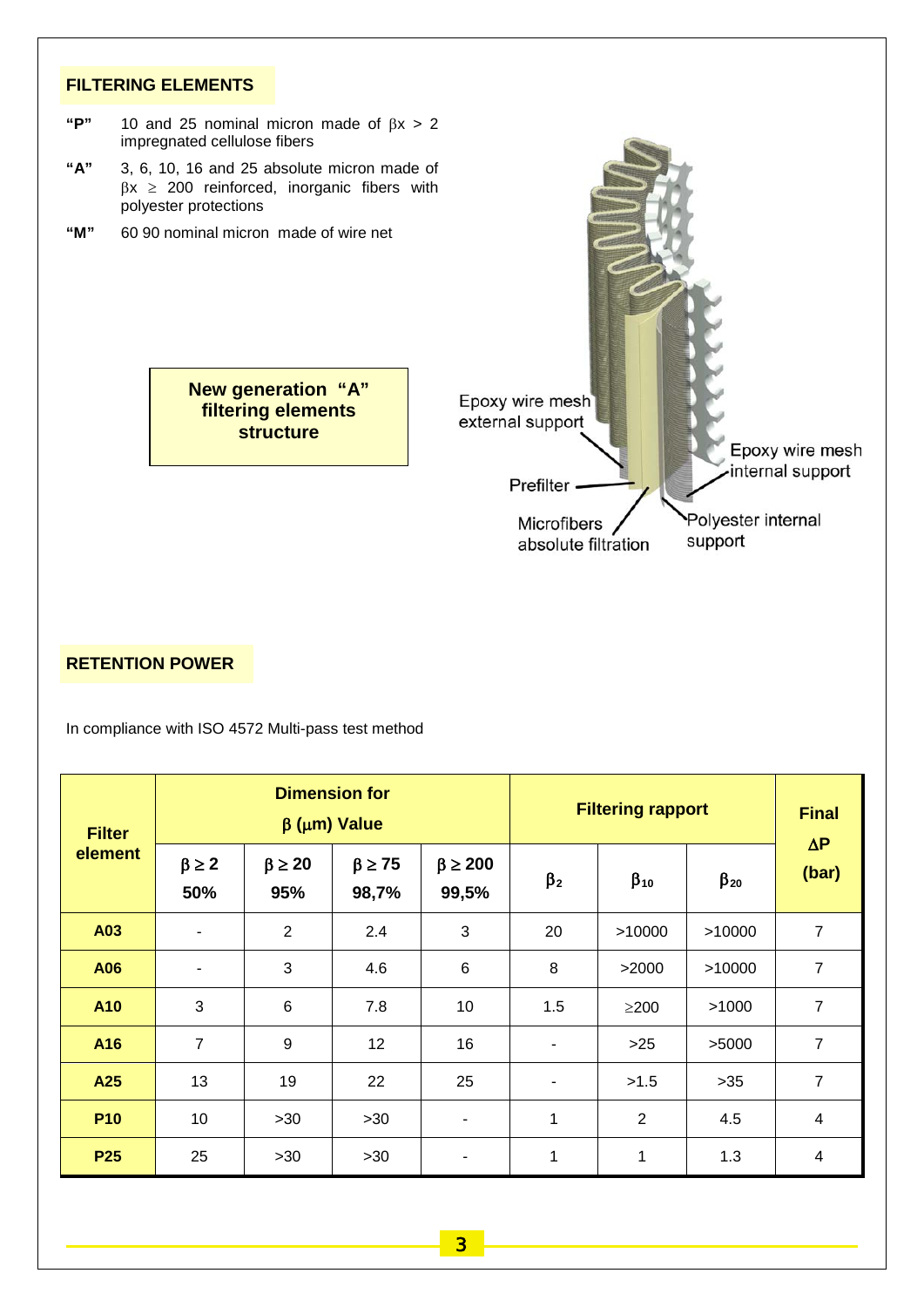## FILTERING ELEMENTS

**"P"** 10 and 25 nominal micron made of $\beta x > 2$ impregnated cellulose fibers

**"A"** 3, 6, 10, 16 and 25 absolute micron made of $\beta x \geq 200$ reinforced, inorganic fibers with polyester protections

**"M"** 60 90 nominal micron made of wire net

**New generation "A" filtering elements structure**

Epoxy wire mesh external support

Prefilter

Microfibers absolute filtration

Epoxy wire mesh internal support

Polyester internal support

## RETENTION POWER

In compliance with ISO 4572 Multi-pass test method

| Filter element | Dimension for $\beta$ ($\mu$m) Value | | | | Filtering rapport | | | Final $\Delta P$ (bar) |
|---|---|---|---|---|---|---|---|---|
| | $\beta \geq 2$ 50% | $\beta \geq 20$ 95% | $\beta \geq 75$ 98,7% | $\beta \geq 200$ 99,5% | $\beta_2$ | $\beta_{10}$ | $\beta_{20}$ | |
| **A03** | - | 2 | 2.4 | 3 | 20 | >10000 | >10000 | 7 |
| **A06** | - | 3 | 4.6 | 6 | 8 | >2000 | >10000 | 7 |
| **A10** | 3 | 6 | 7.8 | 10 | 1.5 | ≥200 | >1000 | 7 |
| **A16** | 7 | 9 | 12 | 16 | - | >25 | >5000 | 7 |
| **A25** | 13 | 19 | 22 | 25 | - | >1.5 | >35 | 7 |
| **P10** | 10 | >30 | >30 | - | 1 | 2 | 4.5 | 4 |
| **P25** | 25 | >30 | >30 | - | 1 | 1 | 1.3 | 4 |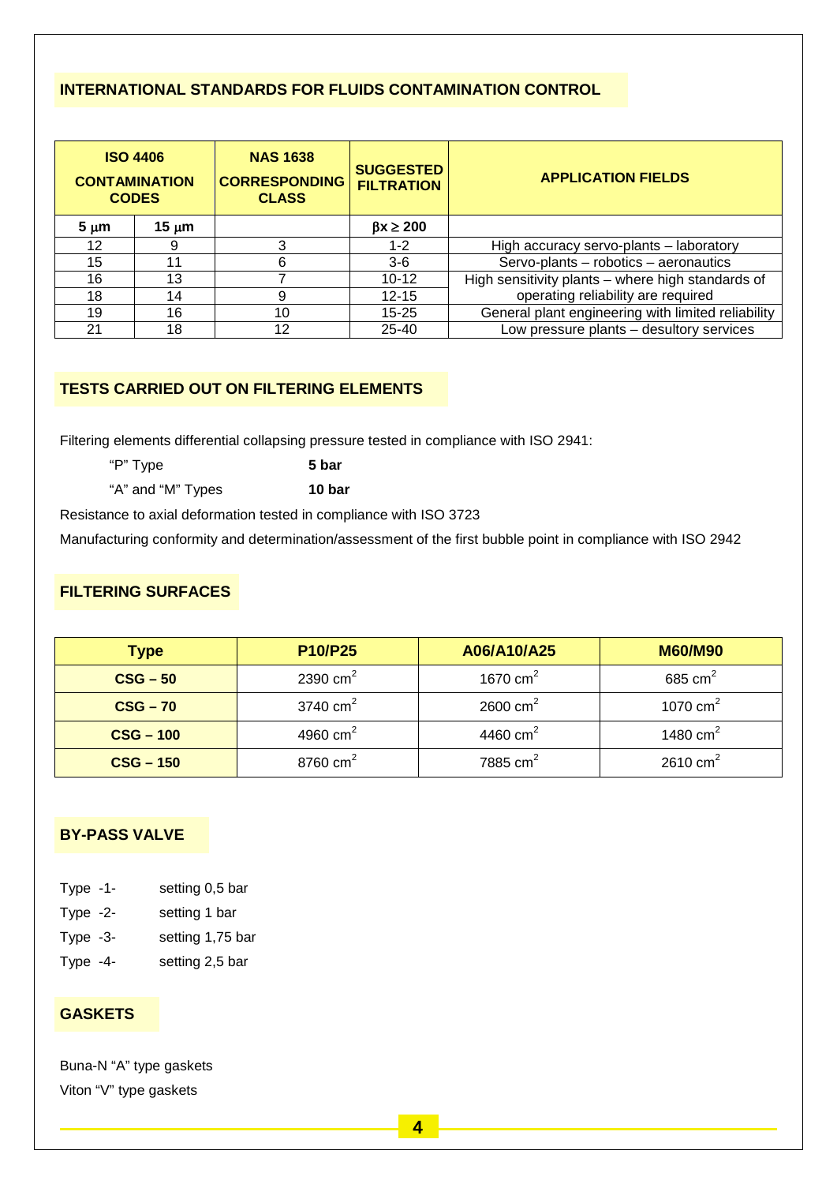## INTERNATIONAL STANDARDS FOR FLUIDS CONTAMINATION CONTROL

| ISO 4406 CONTAMINATION CODES | | NAS 1638 CORRESPONDING CLASS | SUGGESTED FILTRATION | APPLICATION FIELDS |
|---|---|---|---|---|
| 5 μm | 15 μm | | $\beta x \geq 200$ | |
| 12 | 9 | 3 | 1-2 | High accuracy servo-plants – laboratory |
| 15 | 11 | 6 | 3-6 | Servo-plants – robotics – aeronautics |
| 16 | 13 | 7 | 10-12 | High sensitivity plants – where high standards of operating reliability are required |
| 18 | 14 | 9 | 12-15 | |
| 19 | 16 | 10 | 15-25 | General plant engineering with limited reliability |
| 21 | 18 | 12 | 25-40 | Low pressure plants – desultory services |

## TESTS CARRIED OUT ON FILTERING ELEMENTS

Filtering elements differential collapsing pressure tested in compliance with ISO 2941:

- "P" Type **5 bar**
- "A" and "M" Types **10 bar**

Resistance to axial deformation tested in compliance with ISO 3723

Manufacturing conformity and determination/assessment of the first bubble point in compliance with ISO 2942

## FILTERING SURFACES

| Type | P10/P25 | A06/A10/A25 | M60/M90 |
|---|---|---|---|
| **CSG – 50** | 2390 $cm^2$ | 1670 $cm^2$ | 685 $cm^2$ |
| **CSG – 70** | 3740 $cm^2$ | 2600 $cm^2$ | 1070 $cm^2$ |
| **CSG – 100** | 4960 $cm^2$ | 4460 $cm^2$ | 1480 $cm^2$ |
| **CSG – 150** | 8760 $cm^2$ | 7885 $cm^2$ | 2610 $cm^2$ |

## BY-PASS VALVE

- Type -1- setting 0,5 bar
- Type -2- setting 1 bar
- Type -3- setting 1,75 bar
- Type -4- setting 2,5 bar

## GASKETS

Buna-N "A" type gaskets

Viton "V" type gaskets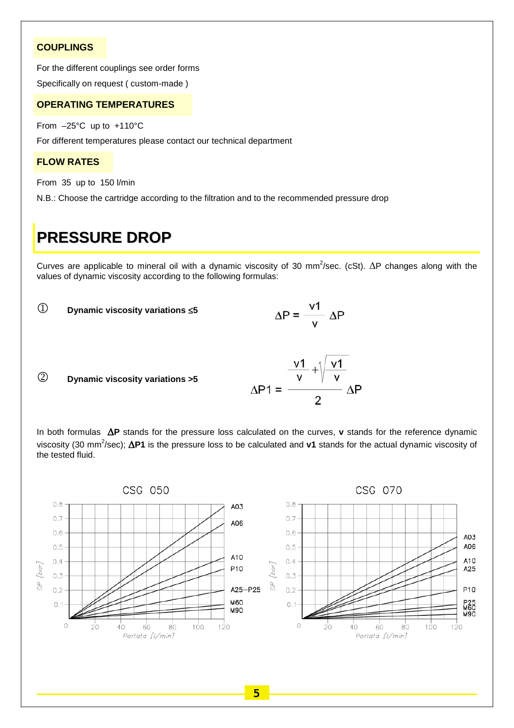## COUPLINGS

For the different couplings see order forms

Specifically on request ( custom-made )

## OPERATING TEMPERATURES

From –25°C up to +110°C

For different temperatures please contact our technical department

## FLOW RATES

From 35 up to 150 l/min

N.B.: Choose the cartridge according to the filtration and to the recommended pressure drop

# PRESSURE DROP

Curves are applicable to mineral oil with a dynamic viscosity of 30 mm$^2$/sec. (cSt). ΔP changes along with the values of dynamic viscosity according to the following formulas:

① **Dynamic viscosity variations ≤5**

$$\Delta P = \frac{v1}{v} \Delta P$$

② **Dynamic viscosity variations >5**

$$\Delta P1 = \frac{\frac{v1}{v} + \sqrt{\frac{v1}{v}}}{2} \Delta P$$

In both formulas **ΔP** stands for the pressure loss calculated on the curves, **v** stands for the reference dynamic viscosity (30 mm$^2$/sec); **ΔP1** is the pressure loss to be calculated and **v1** stands for the actual dynamic viscosity of the tested fluid.

CSG 050

CSG 070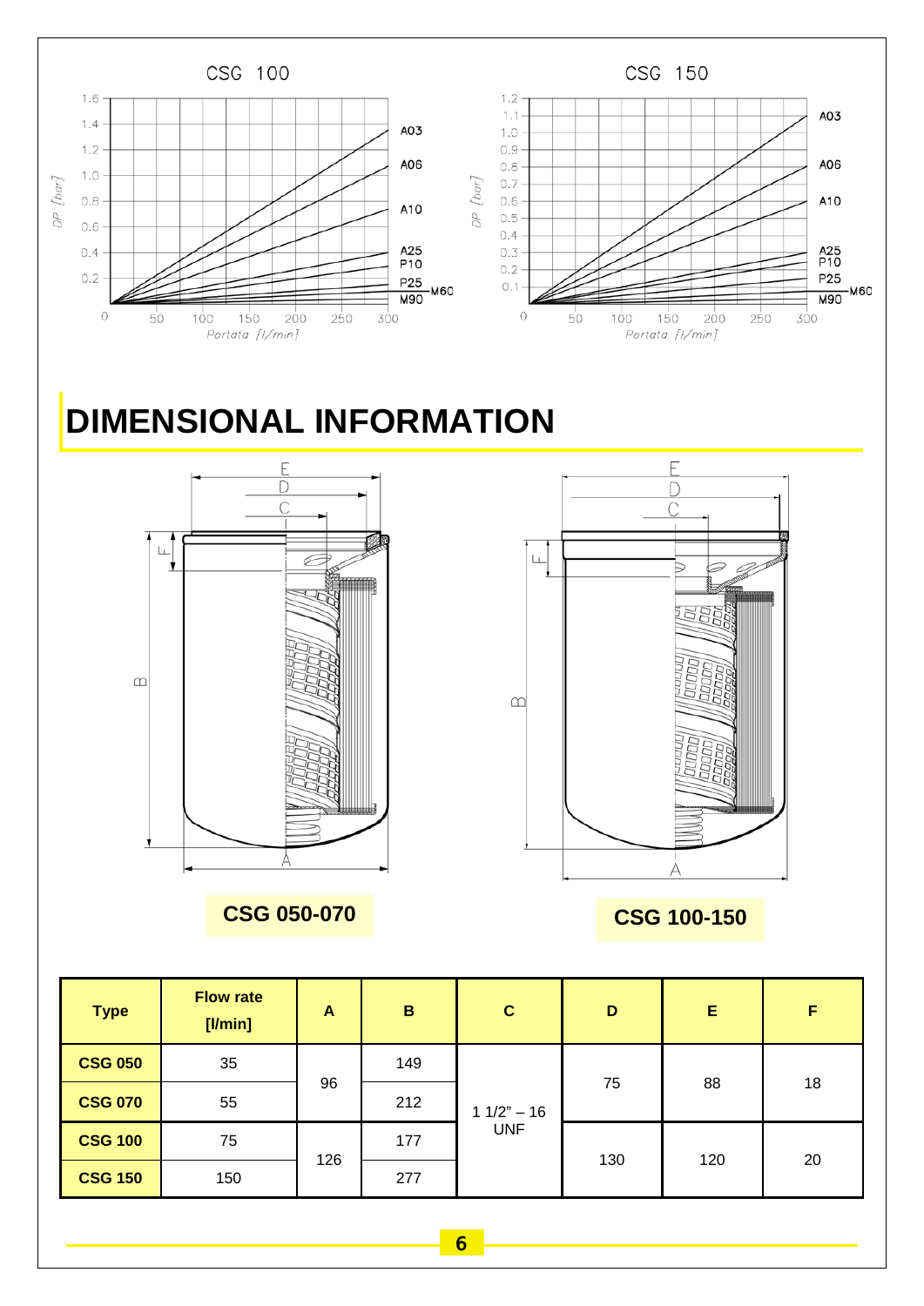CSG 100

CSG 150

# DIMENSIONAL INFORMATION

**CSG 050-070**

**CSG 100-150**

| Type | Flow rate [l/min] | A | B | C | D | E | F |
|---|---|---|---|---|---|---|---|
| **CSG 050** | 35 | 96 | 149 | 1 1/2" – 16 UNF | 75 | 88 | 18 |
| **CSG 070** | 55 | | 212 | | | | |
| **CSG 100** | 75 | 126 | 177 | | 130 | 120 | 20 |
| **CSG 150** | 150 | | 277 | | | | |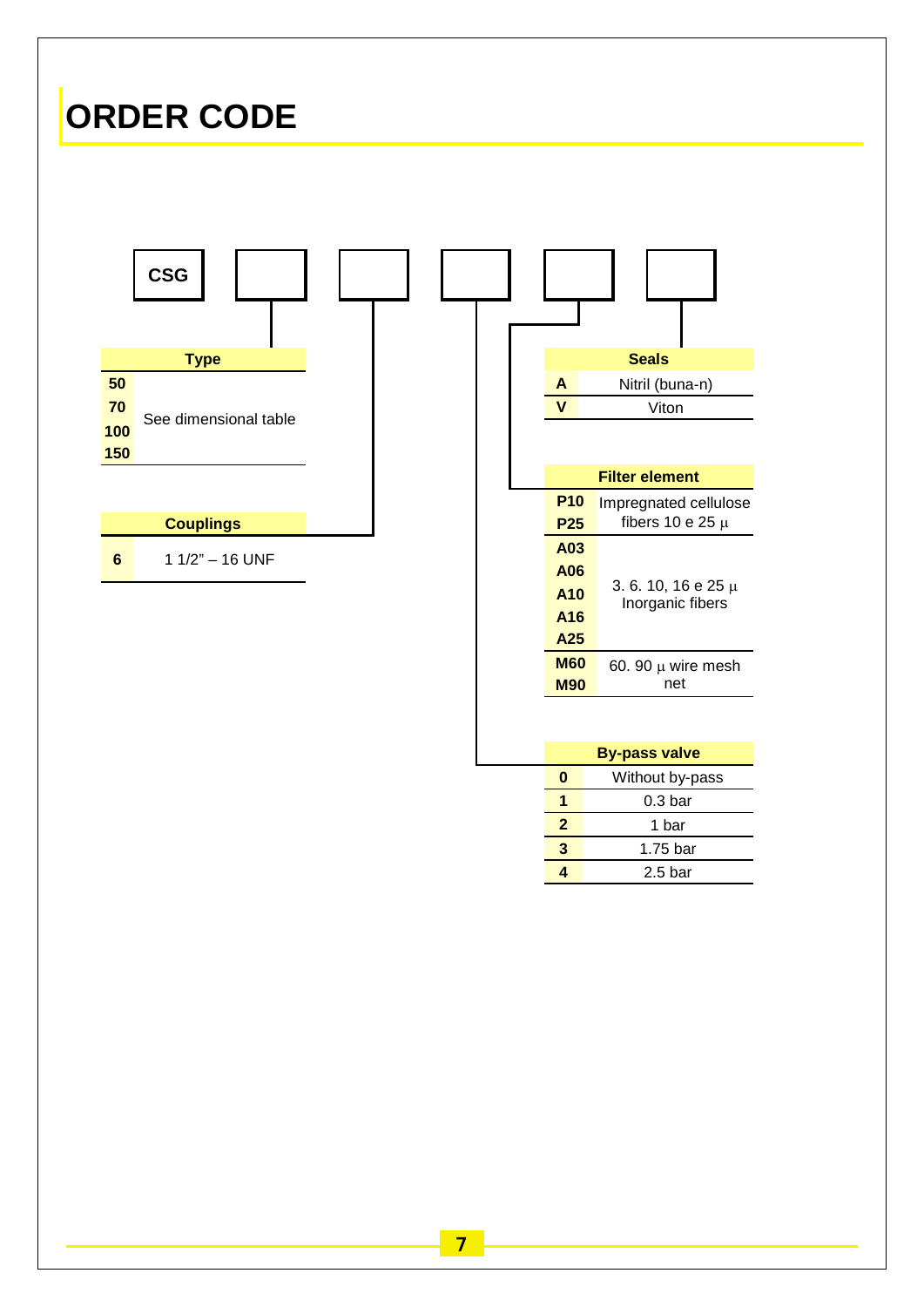# ORDER CODE

CSG | ☐ | ☐ | ☐ | ☐ | ☐

| Type | |
|---|---|
| 50 | See dimensional table |
| 70 | |
| 100 | |
| 150 | |

| Couplings | |
|---|---|
| 6 | 1 1/2" – 16 UNF |

| By-pass valve | |
|---|---|
| 0 | Without by-pass |
| 1 | 0.3 bar |
| 2 | 1 bar |
| 3 | 1.75 bar |
| 4 | 2.5 bar |

| Filter element | |
|---|---|
| P10 | Impregnated cellulose fibers 10 e 25 μ |
| P25 | |
| A03 | 3. 6. 10, 16 e 25 μ Inorganic fibers |
| A06 | |
| A10 | |
| A16 | |
| A25 | |
| M60 | 60. 90 μ wire mesh net |
| M90 | |

| Seals | |
|---|---|
| A | Nitril (buna-n) |
| V | Viton |